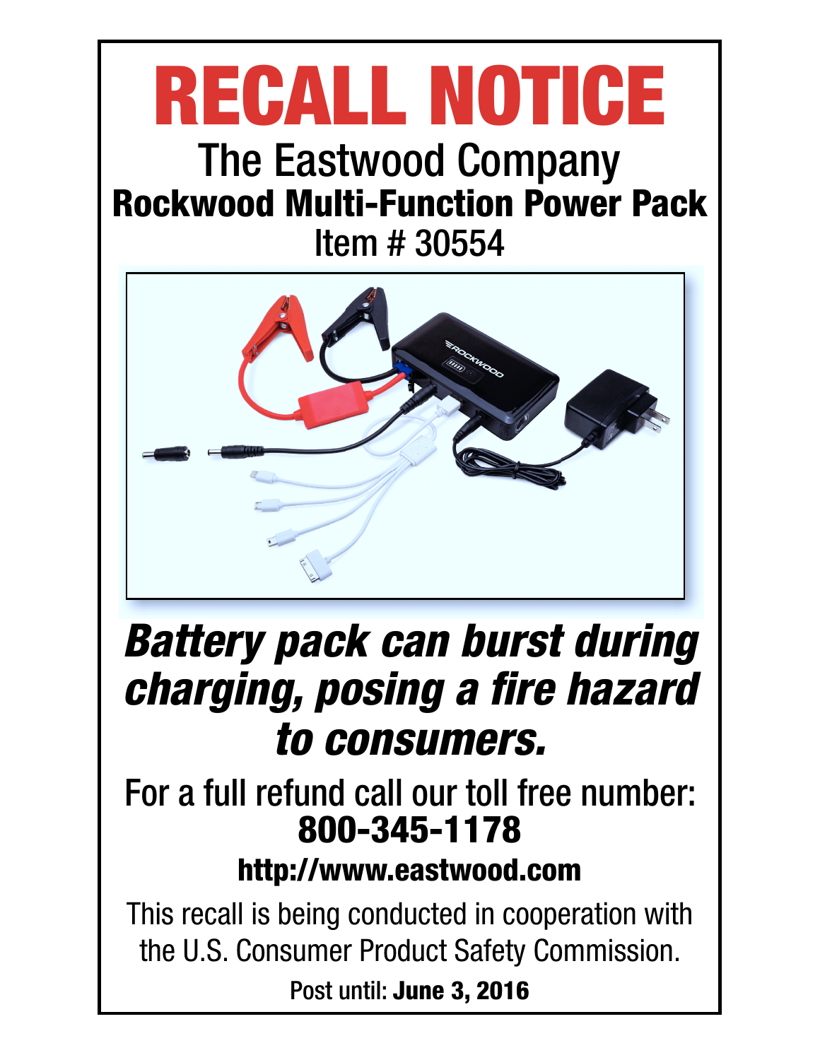# RECALL NOTICE

## The Eastwood Company

### Rockwood Multi-Function Power Pack

Item # 30554

***Battery pack can burst during charging, posing a fire hazard to consumers.***

For a full refund call our toll free number:

**800-345-1178**

**http://www.eastwood.com**

This recall is being conducted in cooperation with the U.S. Consumer Product Safety Commission.

Post until: **June 3, 2016**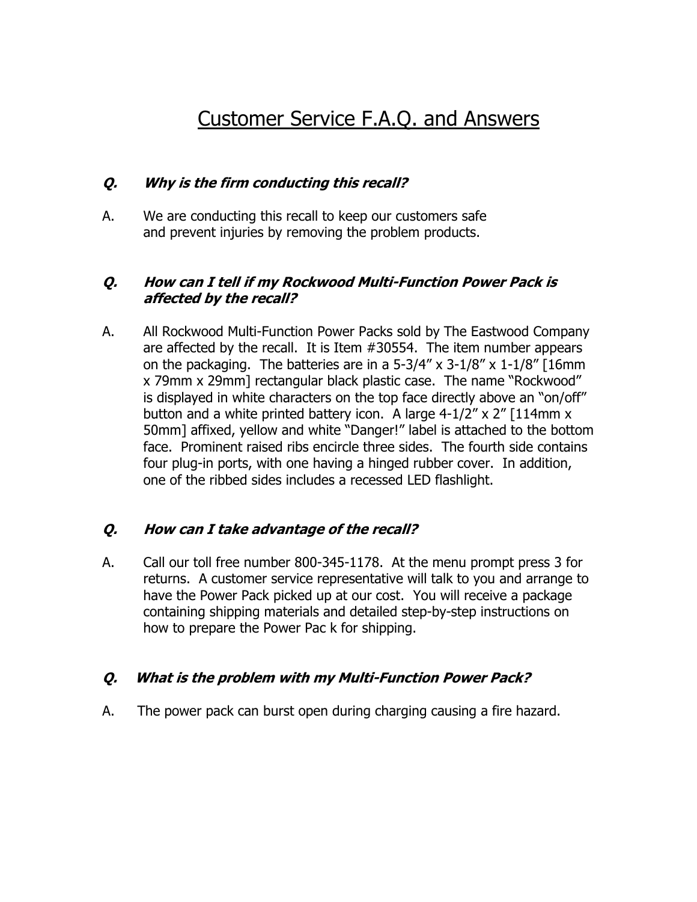# Customer Service F.A.Q. and Answers

***Q. Why is the firm conducting this recall?***

A. We are conducting this recall to keep our customers safe and prevent injuries by removing the problem products.

***Q. How can I tell if my Rockwood Multi-Function Power Pack is affected by the recall?***

A. All Rockwood Multi-Function Power Packs sold by The Eastwood Company are affected by the recall. It is Item #30554. The item number appears on the packaging. The batteries are in a 5-3/4" x 3-1/8" x 1-1/8" [16mm x 79mm x 29mm] rectangular black plastic case. The name "Rockwood" is displayed in white characters on the top face directly above an "on/off" button and a white printed battery icon. A large 4-1/2" x 2" [114mm x 50mm] affixed, yellow and white "Danger!" label is attached to the bottom face. Prominent raised ribs encircle three sides. The fourth side contains four plug-in ports, with one having a hinged rubber cover. In addition, one of the ribbed sides includes a recessed LED flashlight.

***Q. How can I take advantage of the recall?***

A. Call our toll free number 800-345-1178. At the menu prompt press 3 for returns. A customer service representative will talk to you and arrange to have the Power Pack picked up at our cost. You will receive a package containing shipping materials and detailed step-by-step instructions on how to prepare the Power Pac k for shipping.

***Q. What is the problem with my Multi-Function Power Pack?***

A. The power pack can burst open during charging causing a fire hazard.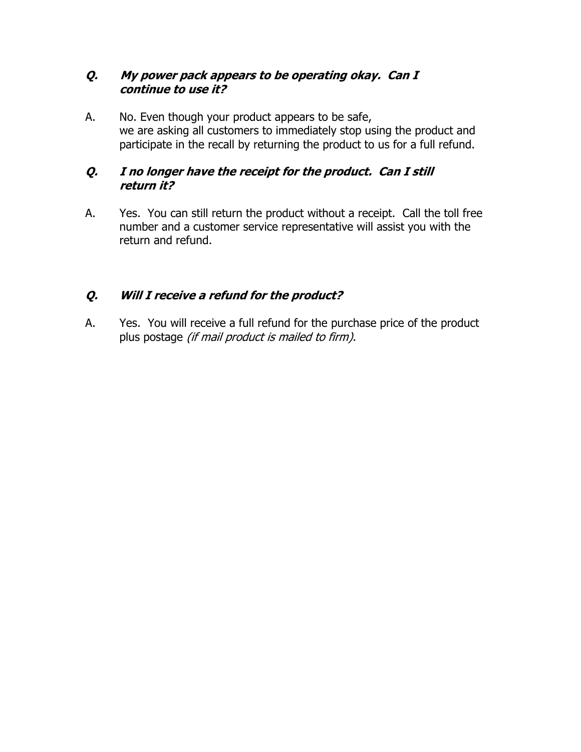***Q. My power pack appears to be operating okay. Can I continue to use it?***

A. No. Even though your product appears to be safe, we are asking all customers to immediately stop using the product and participate in the recall by returning the product to us for a full refund.

***Q. I no longer have the receipt for the product. Can I still return it?***

A. Yes. You can still return the product without a receipt. Call the toll free number and a customer service representative will assist you with the return and refund.

***Q. Will I receive a refund for the product?***

A. Yes. You will receive a full refund for the purchase price of the product plus postage *(if mail product is mailed to firm).*